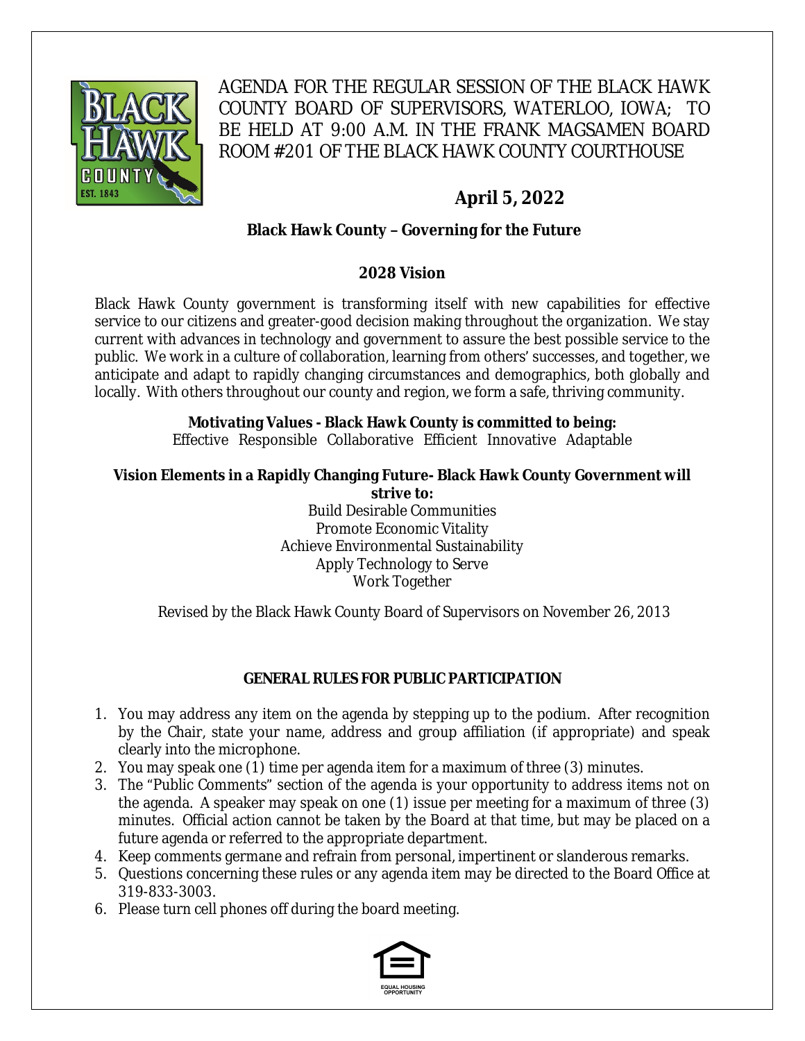# AGENDA FOR THE REGULAR SESSION OF THE BLACK HAWK COUNTY BOARD OF SUPERVISORS, WATERLOO, IOWA; TO BE HELD AT 9:00 A.M. IN THE FRANK MAGSAMEN BOARD ROOM #201 OF THE BLACK HAWK COUNTY COURTHOUSE

## April 5, 2022

**Black Hawk County – Governing for the Future**

### 2028 Vision

Black Hawk County government is transforming itself with new capabilities for effective service to our citizens and greater-good decision making throughout the organization. We stay current with advances in technology and government to assure the best possible service to the public. We work in a culture of collaboration, learning from others' successes, and together, we anticipate and adapt to rapidly changing circumstances and demographics, both globally and locally. With others throughout our county and region, we form a safe, thriving community.

**Motivating Values - Black Hawk County is committed to being:**
Effective Responsible Collaborative Efficient Innovative Adaptable

**Vision Elements in a Rapidly Changing Future- Black Hawk County Government will strive to:**

Build Desirable Communities
Promote Economic Vitality
Achieve Environmental Sustainability
Apply Technology to Serve
Work Together

Revised by the Black Hawk County Board of Supervisors on November 26, 2013

### GENERAL RULES FOR PUBLIC PARTICIPATION

1. You may address any item on the agenda by stepping up to the podium. After recognition by the Chair, state your name, address and group affiliation (if appropriate) and speak clearly into the microphone.
2. You may speak one (1) time per agenda item for a maximum of three (3) minutes.
3. The "Public Comments" section of the agenda is your opportunity to address items not on the agenda. A speaker may speak on one (1) issue per meeting for a maximum of three (3) minutes. Official action cannot be taken by the Board at that time, but may be placed on a future agenda or referred to the appropriate department.
4. Keep comments germane and refrain from personal, impertinent or slanderous remarks.
5. Questions concerning these rules or any agenda item may be directed to the Board Office at 319-833-3003.
6. Please turn cell phones off during the board meeting.

EQUAL HOUSING OPPORTUNITY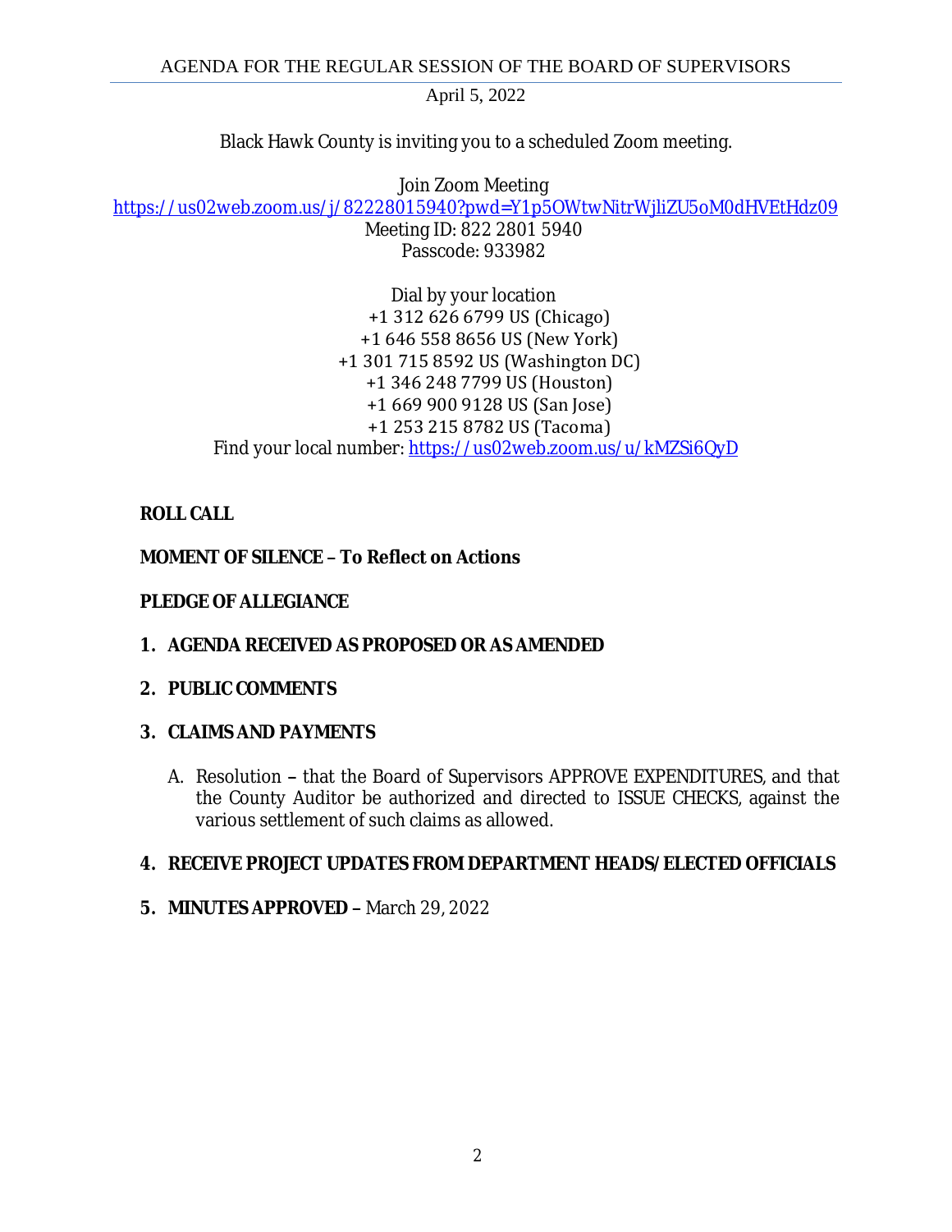AGENDA FOR THE REGULAR SESSION OF THE BOARD OF SUPERVISORS

April 5, 2022

Black Hawk County is inviting you to a scheduled Zoom meeting.

Join Zoom Meeting
https://us02web.zoom.us/j/82228015940?pwd=Y1p5OWtwNitrWjliZU5oM0dHVEtHdz09
Meeting ID: 822 2801 5940
Passcode: 933982

Dial by your location
+1 312 626 6799 US (Chicago)
+1 646 558 8656 US (New York)
+1 301 715 8592 US (Washington DC)
+1 346 248 7799 US (Houston)
+1 669 900 9128 US (San Jose)
+1 253 215 8782 US (Tacoma)
Find your local number: https://us02web.zoom.us/u/kMZSi6QyD

**ROLL CALL**

**MOMENT OF SILENCE – To Reflect on Actions**

**PLEDGE OF ALLEGIANCE**

1. **AGENDA RECEIVED AS PROPOSED OR AS AMENDED**

2. **PUBLIC COMMENTS**

3. **CLAIMS AND PAYMENTS**

   A. Resolution – that the Board of Supervisors APPROVE EXPENDITURES, and that the County Auditor be authorized and directed to ISSUE CHECKS, against the various settlement of such claims as allowed.

4. **RECEIVE PROJECT UPDATES FROM DEPARTMENT HEADS/ELECTED OFFICIALS**

5. **MINUTES APPROVED –** March 29, 2022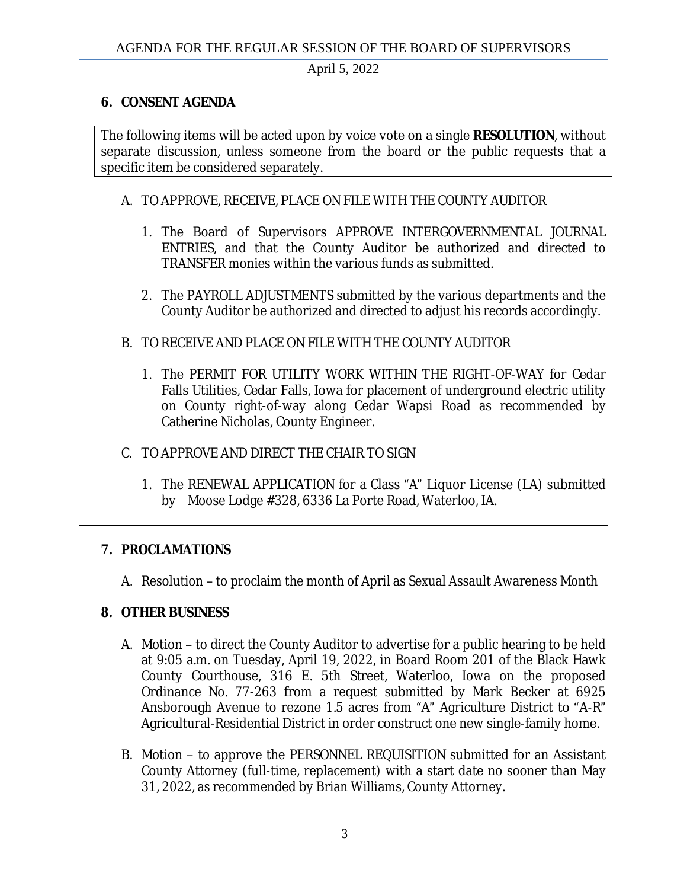## 6. CONSENT AGENDA

The following items will be acted upon by voice vote on a single **RESOLUTION**, without separate discussion, unless someone from the board or the public requests that a specific item be considered separately.

A. TO APPROVE, RECEIVE, PLACE ON FILE WITH THE COUNTY AUDITOR

1. The Board of Supervisors APPROVE INTERGOVERNMENTAL JOURNAL ENTRIES, and that the County Auditor be authorized and directed to TRANSFER monies within the various funds as submitted.

2. The PAYROLL ADJUSTMENTS submitted by the various departments and the County Auditor be authorized and directed to adjust his records accordingly.

B. TO RECEIVE AND PLACE ON FILE WITH THE COUNTY AUDITOR

1. The PERMIT FOR UTILITY WORK WITHIN THE RIGHT-OF-WAY for Cedar Falls Utilities, Cedar Falls, Iowa for placement of underground electric utility on County right-of-way along Cedar Wapsi Road as recommended by Catherine Nicholas, County Engineer.

C. TO APPROVE AND DIRECT THE CHAIR TO SIGN

1. The RENEWAL APPLICATION for a Class "A" Liquor License (LA) submitted by Moose Lodge #328, 6336 La Porte Road, Waterloo, IA.

---

## 7. PROCLAMATIONS

A. Resolution – to proclaim the month of April as Sexual Assault Awareness Month

## 8. OTHER BUSINESS

A. Motion – to direct the County Auditor to advertise for a public hearing to be held at 9:05 a.m. on Tuesday, April 19, 2022, in Board Room 201 of the Black Hawk County Courthouse, 316 E. 5th Street, Waterloo, Iowa on the proposed Ordinance No. 77-263 from a request submitted by Mark Becker at 6925 Ansborough Avenue to rezone 1.5 acres from "A" Agriculture District to "A-R" Agricultural-Residential District in order construct one new single-family home.

B. Motion – to approve the PERSONNEL REQUISITION submitted for an Assistant County Attorney (full-time, replacement) with a start date no sooner than May 31, 2022, as recommended by Brian Williams, County Attorney.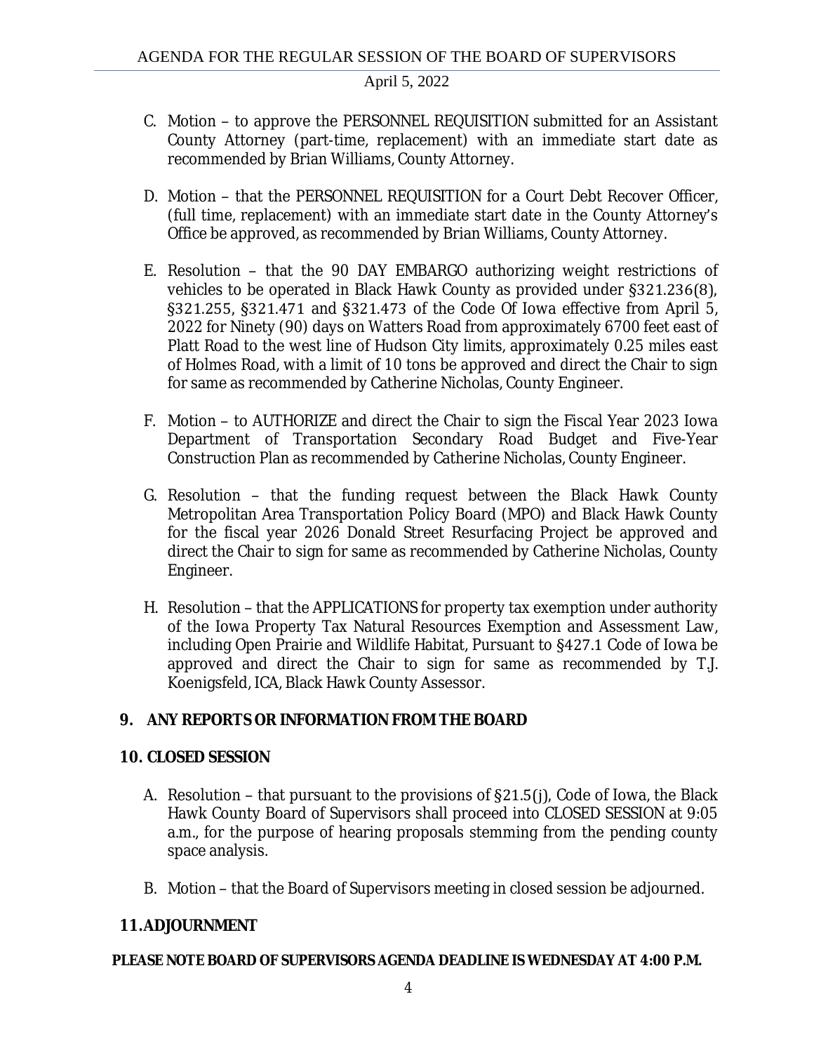C. Motion – to approve the PERSONNEL REQUISITION submitted for an Assistant County Attorney (part-time, replacement) with an immediate start date as recommended by Brian Williams, County Attorney.

D. Motion – that the PERSONNEL REQUISITION for a Court Debt Recover Officer, (full time, replacement) with an immediate start date in the County Attorney's Office be approved, as recommended by Brian Williams, County Attorney.

E. Resolution – that the 90 DAY EMBARGO authorizing weight restrictions of vehicles to be operated in Black Hawk County as provided under §321.236(8), §321.255, §321.471 and §321.473 of the Code Of Iowa effective from April 5, 2022 for Ninety (90) days on Watters Road from approximately 6700 feet east of Platt Road to the west line of Hudson City limits, approximately 0.25 miles east of Holmes Road, with a limit of 10 tons be approved and direct the Chair to sign for same as recommended by Catherine Nicholas, County Engineer.

F. Motion – to AUTHORIZE and direct the Chair to sign the Fiscal Year 2023 Iowa Department of Transportation Secondary Road Budget and Five-Year Construction Plan as recommended by Catherine Nicholas, County Engineer.

G. Resolution – that the funding request between the Black Hawk County Metropolitan Area Transportation Policy Board (MPO) and Black Hawk County for the fiscal year 2026 Donald Street Resurfacing Project be approved and direct the Chair to sign for same as recommended by Catherine Nicholas, County Engineer.

H. Resolution – that the APPLICATIONS for property tax exemption under authority of the Iowa Property Tax Natural Resources Exemption and Assessment Law, including Open Prairie and Wildlife Habitat, Pursuant to §427.1 Code of Iowa be approved and direct the Chair to sign for same as recommended by T.J. Koenigsfeld, ICA, Black Hawk County Assessor.

## 9. ANY REPORTS OR INFORMATION FROM THE BOARD

## 10. CLOSED SESSION

A. Resolution – that pursuant to the provisions of §21.5(j), Code of Iowa, the Black Hawk County Board of Supervisors shall proceed into CLOSED SESSION at 9:05 a.m., for the purpose of hearing proposals stemming from the pending county space analysis.

B. Motion – that the Board of Supervisors meeting in closed session be adjourned.

## 11. ADJOURNMENT

**PLEASE NOTE BOARD OF SUPERVISORS AGENDA DEADLINE IS WEDNESDAY AT 4:00 P.M.**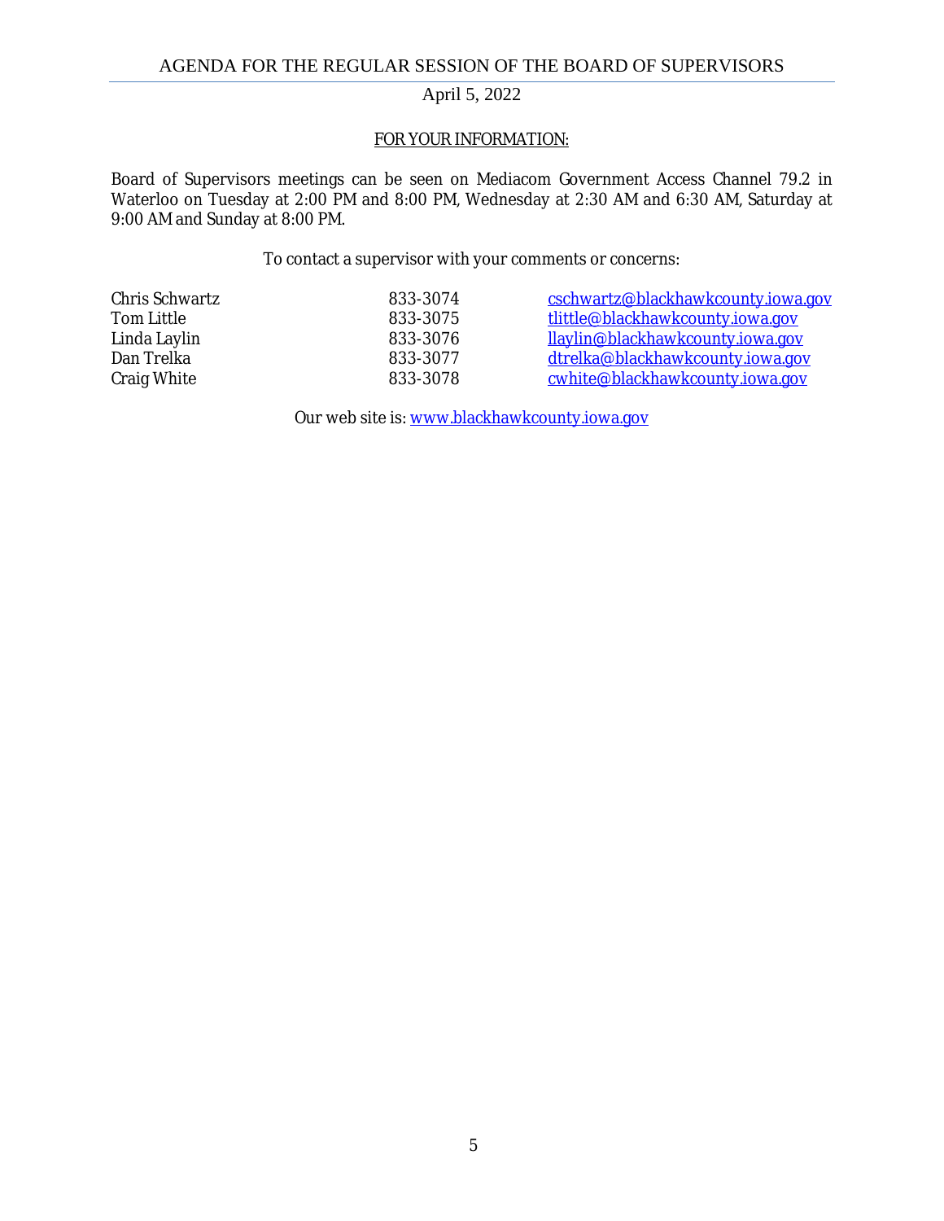AGENDA FOR THE REGULAR SESSION OF THE BOARD OF SUPERVISORS

April 5, 2022

FOR YOUR INFORMATION:

Board of Supervisors meetings can be seen on Mediacom Government Access Channel 79.2 in Waterloo on Tuesday at 2:00 PM and 8:00 PM, Wednesday at 2:30 AM and 6:30 AM, Saturday at 9:00 AM and Sunday at 8:00 PM.

To contact a supervisor with your comments or concerns:

| | | |
|---|---|---|
| Chris Schwartz | 833-3074 | cschwartz@blackhawkcounty.iowa.gov |
| Tom Little | 833-3075 | tlittle@blackhawkcounty.iowa.gov |
| Linda Laylin | 833-3076 | llaylin@blackhawkcounty.iowa.gov |
| Dan Trelka | 833-3077 | dtrelka@blackhawkcounty.iowa.gov |
| Craig White | 833-3078 | cwhite@blackhawkcounty.iowa.gov |

Our web site is: www.blackhawkcounty.iowa.gov